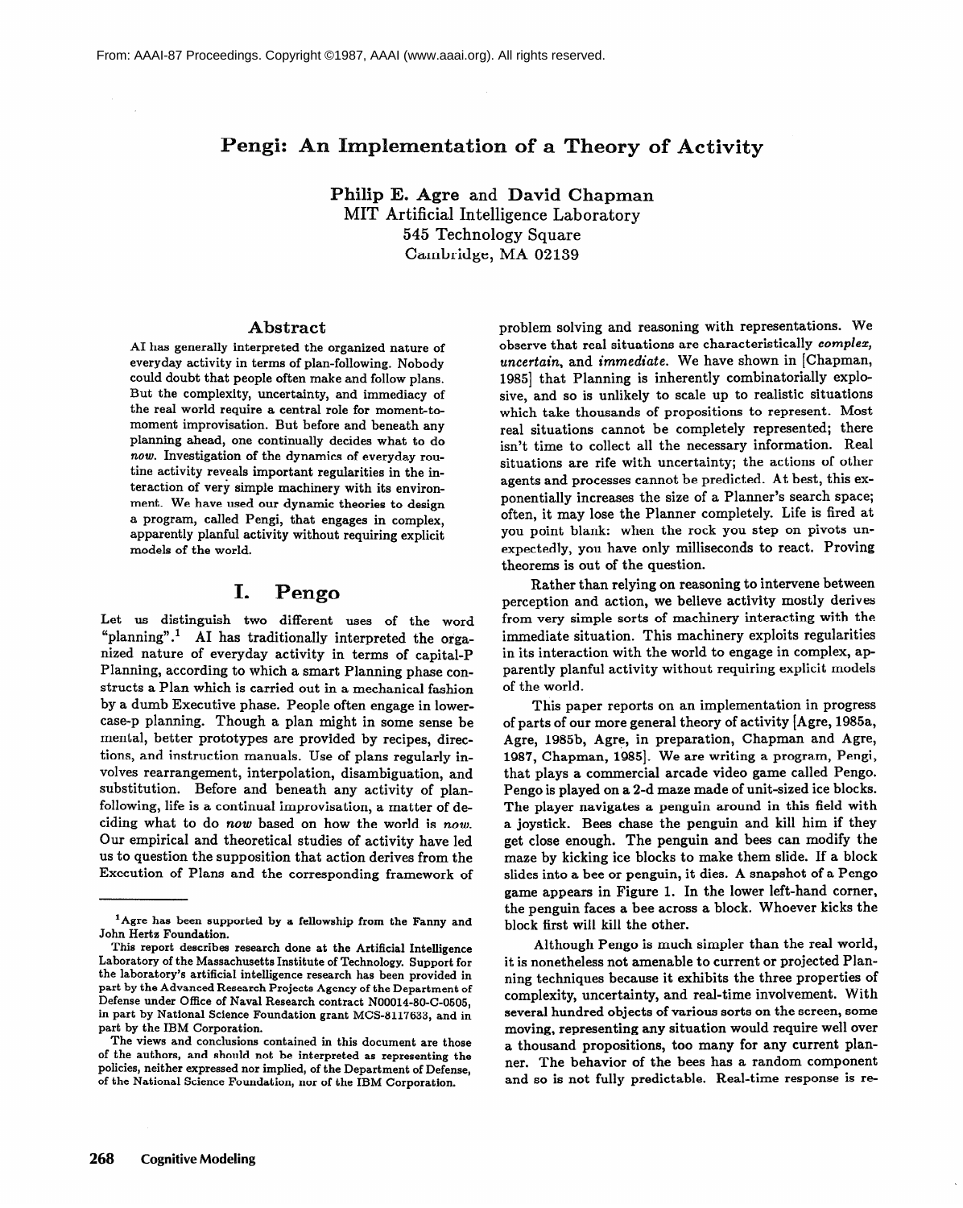From: AAAI-87 Proceedings. Copyright ©1987, AAAI (www.aaai.org). All rights reserved.

# Pengi: An Implementation of a Theory of Activity

**Philip E. Agre** and **David Chapman**
MIT Artificial Intelligence Laboratory
545 Technology Square
Cambridge, MA 02139

## Abstract

AI has generally interpreted the organized nature of everyday activity in terms of plan-following. Nobody could doubt that people often make and follow plans. But the complexity, uncertainty, and immediacy of the real world require a central role for moment-to-moment improvisation. But before and beneath any planning ahead, one continually decides what to do *now*. Investigation of the dynamics of everyday routine activity reveals important regularities in the interaction of very simple machinery with its environment. We have used our dynamic theories to design a program, called Pengi, that engages in complex, apparently planful activity without requiring explicit models of the world.

## I. Pengo

Let us distinguish two different uses of the word "planning".[1] AI has traditionally interpreted the organized nature of everyday activity in terms of capital-P Planning, according to which a smart Planning phase constructs a Plan which is carried out in a mechanical fashion by a dumb Executive phase. People often engage in lower-case-p planning. Though a plan might in some sense be mental, better prototypes are provided by recipes, directions, and instruction manuals. Use of plans regularly involves rearrangement, interpolation, disambiguation, and substitution. Before and beneath any activity of plan-following, life is a continual improvisation, a matter of deciding what to do *now* based on how the world is *now*. Our empirical and theoretical studies of activity have led us to question the supposition that action derives from the Execution of Plans and the corresponding framework of problem solving and reasoning with representations. We observe that real situations are characteristically *complex*, *uncertain*, and *immediate*. We have shown in [Chapman, 1985] that Planning is inherently combinatorially explosive, and so is unlikely to scale up to realistic situations which take thousands of propositions to represent. Most real situations cannot be completely represented; there isn't time to collect all the necessary information. Real situations are rife with uncertainty; the actions of other agents and processes cannot be predicted. At best, this exponentially increases the size of a Planner's search space; often, it may lose the Planner completely. Life is fired at you point blank: when the rock you step on pivots unexpectedly, you have only milliseconds to react. Proving theorems is out of the question.

Rather than relying on reasoning to intervene between perception and action, we believe activity mostly derives from very simple sorts of machinery interacting with the immediate situation. This machinery exploits regularities in its interaction with the world to engage in complex, apparently planful activity without requiring explicit models of the world.

This paper reports on an implementation in progress of parts of our more general theory of activity [Agre, 1985a, Agre, 1985b, Agre, in preparation, Chapman and Agre, 1987, Chapman, 1985]. We are writing a program, Pengi, that plays a commercial arcade video game called Pengo. Pengo is played on a 2-d maze made of unit-sized ice blocks. The player navigates a penguin around in this field with a joystick. Bees chase the penguin and kill him if they get close enough. The penguin and bees can modify the maze by kicking ice blocks to make them slide. If a block slides into a bee or penguin, it dies. A snapshot of a Pengo game appears in Figure 1. In the lower left-hand corner, the penguin faces a bee across a block. Whoever kicks the block first will kill the other.

Although Pengo is much simpler than the real world, it is nonetheless not amenable to current or projected Planning techniques because it exhibits the three properties of complexity, uncertainty, and real-time involvement. With several hundred objects of various sorts on the screen, some moving, representing any situation would require well over a thousand propositions, too many for any current planner. The behavior of the bees has a random component and so is not fully predictable. Real-time response is re-

---

[1] Agre has been supported by a fellowship from the Fanny and John Hertz Foundation.

This report describes research done at the Artificial Intelligence Laboratory of the Massachusetts Institute of Technology. Support for the laboratory's artificial intelligence research has been provided in part by the Advanced Research Projects Agency of the Department of Defense under Office of Naval Research contract N00014-80-C-0505, in part by National Science Foundation grant MCS-8117633, and in part by the IBM Corporation.

The views and conclusions contained in this document are those of the authors, and should not be interpreted as representing the policies, neither expressed nor implied, of the Department of Defense, of the National Science Foundation, nor of the IBM Corporation.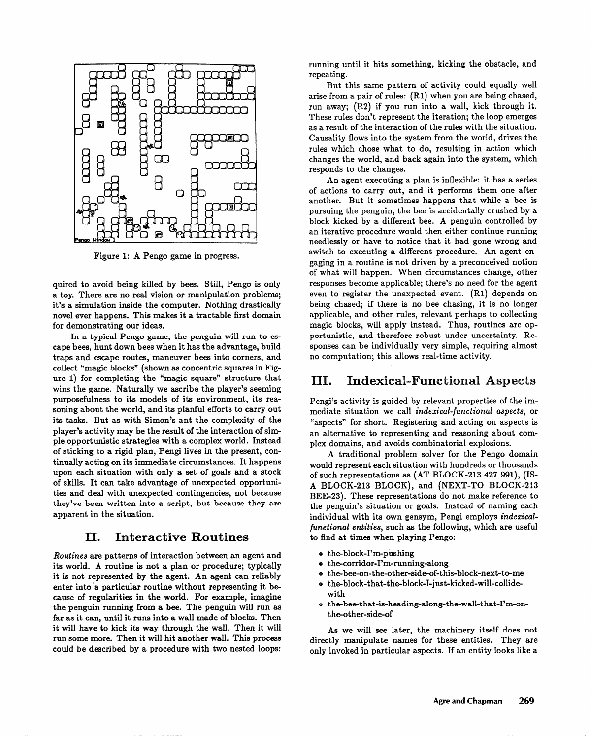Figure 1: A Pengo game in progress.

quired to avoid being killed by bees. Still, Pengo is only a toy. There are no real vision or manipulation problems; it's a simulation inside the computer. Nothing drastically novel ever happens. This makes it a tractable first domain for demonstrating our ideas.

In a typical Pengo game, the penguin will run to escape bees, hunt down bees when it has the advantage, build traps and escape routes, maneuver bees into corners, and collect "magic blocks" (shown as concentric squares in Figure 1) for completing the "magic square" structure that wins the game. Naturally we ascribe the player's seeming purposefulness to its models of its environment, its reasoning about the world, and its planful efforts to carry out its tasks. But as with Simon's ant the complexity of the player's activity may be the result of the interaction of simple opportunistic strategies with a complex world. Instead of sticking to a rigid plan, Pengi lives in the present, continually acting on its immediate circumstances. It happens upon each situation with only a set of goals and a stock of skills. It can take advantage of unexpected opportunities and deal with unexpected contingencies, not because they've been written into a script, but because they are apparent in the situation.

## II. Interactive Routines

*Routines* are patterns of interaction between an agent and its world. A routine is not a plan or procedure; typically it is not represented by the agent. An agent can reliably enter into a particular routine without representing it because of regularities in the world. For example, imagine the penguin running from a bee. The penguin will run as far as it can, until it runs into a wall made of blocks. Then it will have to kick its way through the wall. Then it will run some more. Then it will hit another wall. This process could be described by a procedure with two nested loops: running until it hits something, kicking the obstacle, and repeating.

But this same pattern of activity could equally well arise from a pair of rules: (R1) when you are being chased, run away; (R2) if you run into a wall, kick through it. These rules don't represent the iteration; the loop emerges as a result of the interaction of the rules with the situation. Causality flows into the system from the world, drives the rules which chose what to do, resulting in action which changes the world, and back again into the system, which responds to the changes.

An agent executing a plan is inflexible: it has a series of actions to carry out, and it performs them one after another. But it sometimes happens that while a bee is pursuing the penguin, the bee is accidentally crushed by a block kicked by a different bee. A penguin controlled by an iterative procedure would then either continue running needlessly or have to notice that it had gone wrong and switch to executing a different procedure. An agent engaging in a routine is not driven by a preconceived notion of what will happen. When circumstances change, other responses become applicable; there's no need for the agent even to register the unexpected event. (R1) depends on being chased; if there is no bee chasing, it is no longer applicable, and other rules, relevant perhaps to collecting magic blocks, will apply instead. Thus, routines are opportunistic, and therefore robust under uncertainty. Responses can be individually very simple, requiring almost no computation; this allows real-time activity.

## III. Indexical-Functional Aspects

Pengi's activity is guided by relevant properties of the immediate situation we call *indexical-functional aspects*, or "aspects" for short. Registering and acting on aspects is an alternative to representing and reasoning about complex domains, and avoids combinatorial explosions.

A traditional problem solver for the Pengo domain would represent each situation with hundreds or thousands of such representations as (AT BLOCK-213 427 991), (IS-A BLOCK-213 BLOCK), and (NEXT-TO BLOCK-213 BEE-23). These representations do not make reference to the penguin's situation or goals. Instead of naming each individual with its own gensym, Pengi employs *indexical-functional entities*, such as the following, which are useful to find at times when playing Pengo:

- the-block-I'm-pushing
- the-corridor-I'm-running-along
- the-bee-on-the-other-side-of-this-block-next-to-me
- the-block-that-the-block-I-just-kicked-will-collide-with
- the-bee-that-is-heading-along-the-wall-that-I'm-on-the-other-side-of

As we will see later, the machinery itself does not directly manipulate names for these entities. They are only invoked in particular aspects. If an entity looks like a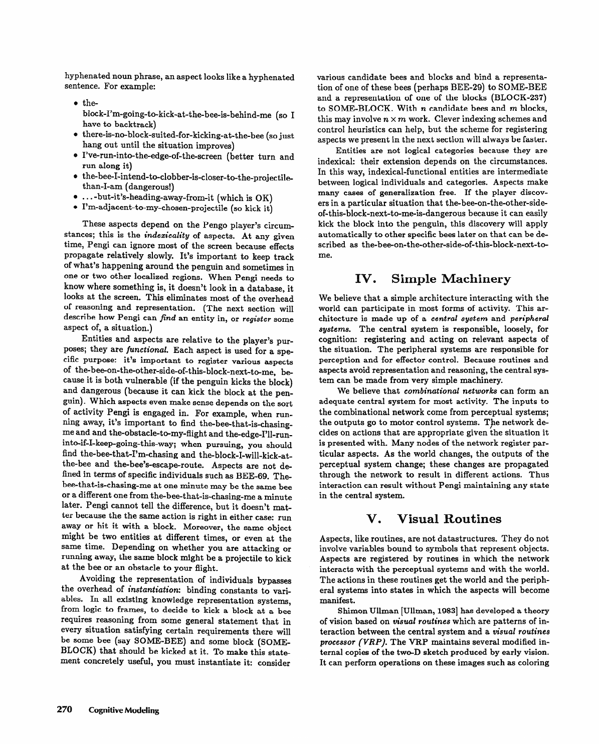hyphenated noun phrase, an aspect looks like a hyphenated sentence. For example:

- the-block-I'm-going-to-kick-at-the-bee-is-behind-me (so I have to backtrack)
- there-is-no-block-suited-for-kicking-at-the-bee (so just hang out until the situation improves)
- I've-run-into-the-edge-of-the-screen (better turn and run along it)
- the-bee-I-intend-to-clobber-is-closer-to-the-projectile-than-I-am (dangerous!)
- ...-but-it's-heading-away-from-it (which is OK)
- I'm-adjacent-to-my-chosen-projectile (so kick it)

These aspects depend on the Pengo player's circumstances; this is the *indexicality* of aspects. At any given time, Pengi can ignore most of the screen because effects propagate relatively slowly. It's important to keep track of what's happening around the penguin and sometimes in one or two other localized regions. When Pengi needs to know where something is, it doesn't look in a database, it looks at the screen. This eliminates most of the overhead of reasoning and representation. (The next section will describe how Pengi can *find* an entity in, or *register* some aspect of, a situation.)

Entities and aspects are relative to the player's purposes; they are *functional*. Each aspect is used for a specific purpose: it's important to register various aspects of the-bee-on-the-other-side-of-this-block-next-to-me, because it is both vulnerable (if the penguin kicks the block) and dangerous (because it can kick the block at the penguin). Which aspects even make sense depends on the sort of activity Pengi is engaged in. For example, when running away, it's important to find the-bee-that-is-chasing-me and and the-obstacle-to-my-flight and the-edge-I'll-run-into-if-I-keep-going-this-way; when pursuing, you should find the-bee-that-I'm-chasing and the-block-I-will-kick-at-the-bee and the-bee's-escape-route. Aspects are not defined in terms of specific individuals such as BEE-69. The-bee-that-is-chasing-me at one minute may be the same bee or a different one from the-bee-that-is-chasing-me a minute later. Pengi cannot tell the difference, but it doesn't matter because the the same action is right in either case: run away or hit it with a block. Moreover, the same object might be two entities at different times, or even at the same time. Depending on whether you are attacking or running away, the same block might be a projectile to kick at the bee or an obstacle to your flight.

Avoiding the representation of individuals bypasses the overhead of *instantiation*: binding constants to variables. In all existing knowledge representation systems, from logic to frames, to decide to kick a block at a bee requires reasoning from some general statement that in every situation satisfying certain requirements there will be some bee (say SOME-BEE) and some block (SOME-BLOCK) that should be kicked at it. To make this statement concretely useful, you must instantiate it: consider various candidate bees and blocks and bind a representation of one of these bees (perhaps BEE-29) to SOME-BEE and a representation of one of the blocks (BLOCK-237) to SOME-BLOCK. With $n$ candidate bees and $m$ blocks, this may involve $n \times m$ work. Clever indexing schemes and control heuristics can help, but the scheme for registering aspects we present in the next section will always be faster.

Entities are not logical categories because they are indexical: their extension depends on the circumstances. In this way, indexical-functional entities are intermediate between logical individuals and categories. Aspects make many cases of generalization free. If the player discovers in a particular situation that the-bee-on-the-other-side-of-this-block-next-to-me-is-dangerous because it can easily kick the block into the penguin, this discovery will apply automatically to other specific bees later on that can be described as the-bee-on-the-other-side-of-this-block-next-to-me.

## IV. Simple Machinery

We believe that a simple architecture interacting with the world can participate in most forms of activity. This architecture is made up of a *central system* and *peripheral systems*. The central system is responsible, loosely, for cognition: registering and acting on relevant aspects of the situation. The peripheral systems are responsible for perception and for effector control. Because routines and aspects avoid representation and reasoning, the central system can be made from very simple machinery.

We believe that *combinational networks* can form an adequate central system for most activity. The inputs to the combinational network come from perceptual systems; the outputs go to motor control systems. The network decides on actions that are appropriate given the situation it is presented with. Many nodes of the network register particular aspects. As the world changes, the outputs of the perceptual system change; these changes are propagated through the network to result in different actions. Thus interaction can result without Pengi maintaining any state in the central system.

## V. Visual Routines

Aspects, like routines, are not datastructures. They do not involve variables bound to symbols that represent objects. Aspects are registered by routines in which the network interacts with the perceptual systems and with the world. The actions in these routines get the world and the peripheral systems into states in which the aspects will become manifest.

Shimon Ullman [Ullman, 1983] has developed a theory of vision based on *visual routines* which are patterns of interaction between the central system and a *visual routines processor (VRP)*. The VRP maintains several modified internal copies of the two-D sketch produced by early vision. It can perform operations on these images such as coloring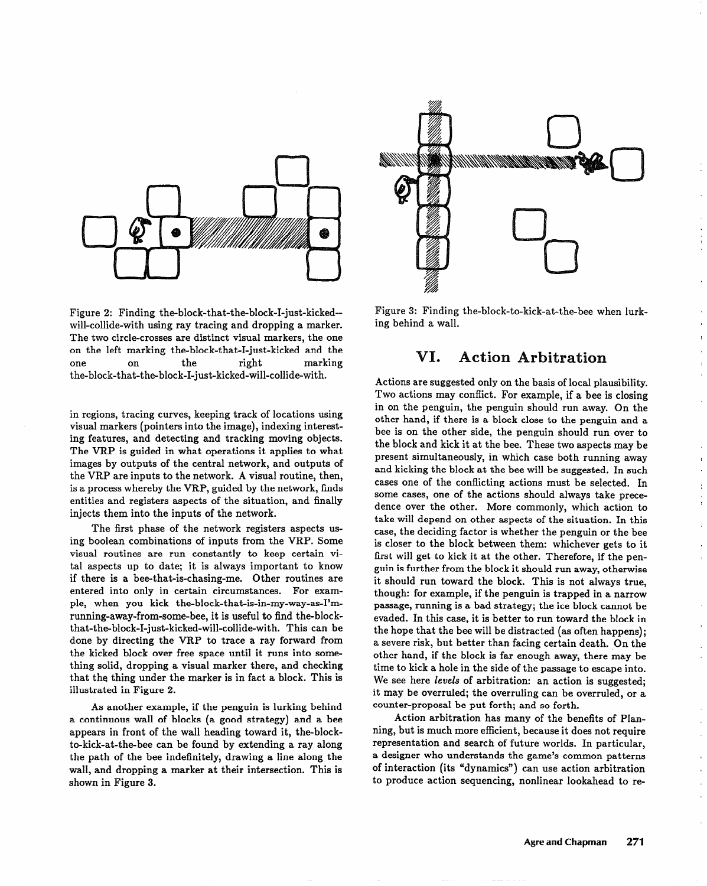Figure 2: Finding the-block-that-the-block-I-just-kicked--will-collide-with using ray tracing and dropping a marker. The two circle-crosses are distinct visual markers, the one on the left marking the-block-that-I-just-kicked and the one on the right marking the-block-that-the-block-I-just-kicked-will-collide-with.

in regions, tracing curves, keeping track of locations using visual markers (pointers into the image), indexing interesting features, and detecting and tracking moving objects. The VRP is guided in what operations it applies to what images by outputs of the central network, and outputs of the VRP are inputs to the network. A visual routine, then, is a process whereby the VRP, guided by the network, finds entities and registers aspects of the situation, and finally injects them into the inputs of the network.

The first phase of the network registers aspects using boolean combinations of inputs from the VRP. Some visual routines are run constantly to keep certain vital aspects up to date; it is always important to know if there is a bee-that-is-chasing-me. Other routines are entered into only in certain circumstances. For example, when you kick the-block-that-is-in-my-way-as-I'm-running-away-from-some-bee, it is useful to find the-block-that-the-block-I-just-kicked-will-collide-with. This can be done by directing the VRP to trace a ray forward from the kicked block over free space until it runs into something solid, dropping a visual marker there, and checking that the thing under the marker is in fact a block. This is illustrated in Figure 2.

As another example, if the penguin is lurking behind a continuous wall of blocks (a good strategy) and a bee appears in front of the wall heading toward it, the-block-to-kick-at-the-bee can be found by extending a ray along the path of the bee indefinitely, drawing a line along the wall, and dropping a marker at their intersection. This is shown in Figure 3.

Figure 3: Finding the-block-to-kick-at-the-bee when lurking behind a wall.

## VI. Action Arbitration

Actions are suggested only on the basis of local plausibility. Two actions may conflict. For example, if a bee is closing in on the penguin, the penguin should run away. On the other hand, if there is a block close to the penguin and a bee is on the other side, the penguin should run over to the block and kick it at the bee. These two aspects may be present simultaneously, in which case both running away and kicking the block at the bee will be suggested. In such cases one of the conflicting actions must be selected. In some cases, one of the actions should always take precedence over the other. More commonly, which action to take will depend on other aspects of the situation. In this case, the deciding factor is whether the penguin or the bee is closer to the block between them: whichever gets to it first will get to kick it at the other. Therefore, if the penguin is further from the block it should run away, otherwise it should run toward the block. This is not always true, though: for example, if the penguin is trapped in a narrow passage, running is a bad strategy; the ice block cannot be evaded. In this case, it is better to run toward the block in the hope that the bee will be distracted (as often happens); a severe risk, but better than facing certain death. On the other hand, if the block is far enough away, there may be time to kick a hole in the side of the passage to escape into. We see here *levels* of arbitration: an action is suggested; it may be overruled; the overruling can be overruled, or a counter-proposal be put forth; and so forth.

Action arbitration has many of the benefits of Planning, but is much more efficient, because it does not require representation and search of future worlds. In particular, a designer who understands the game's common patterns of interaction (its "dynamics") can use action arbitration to produce action sequencing, nonlinear lookahead to re-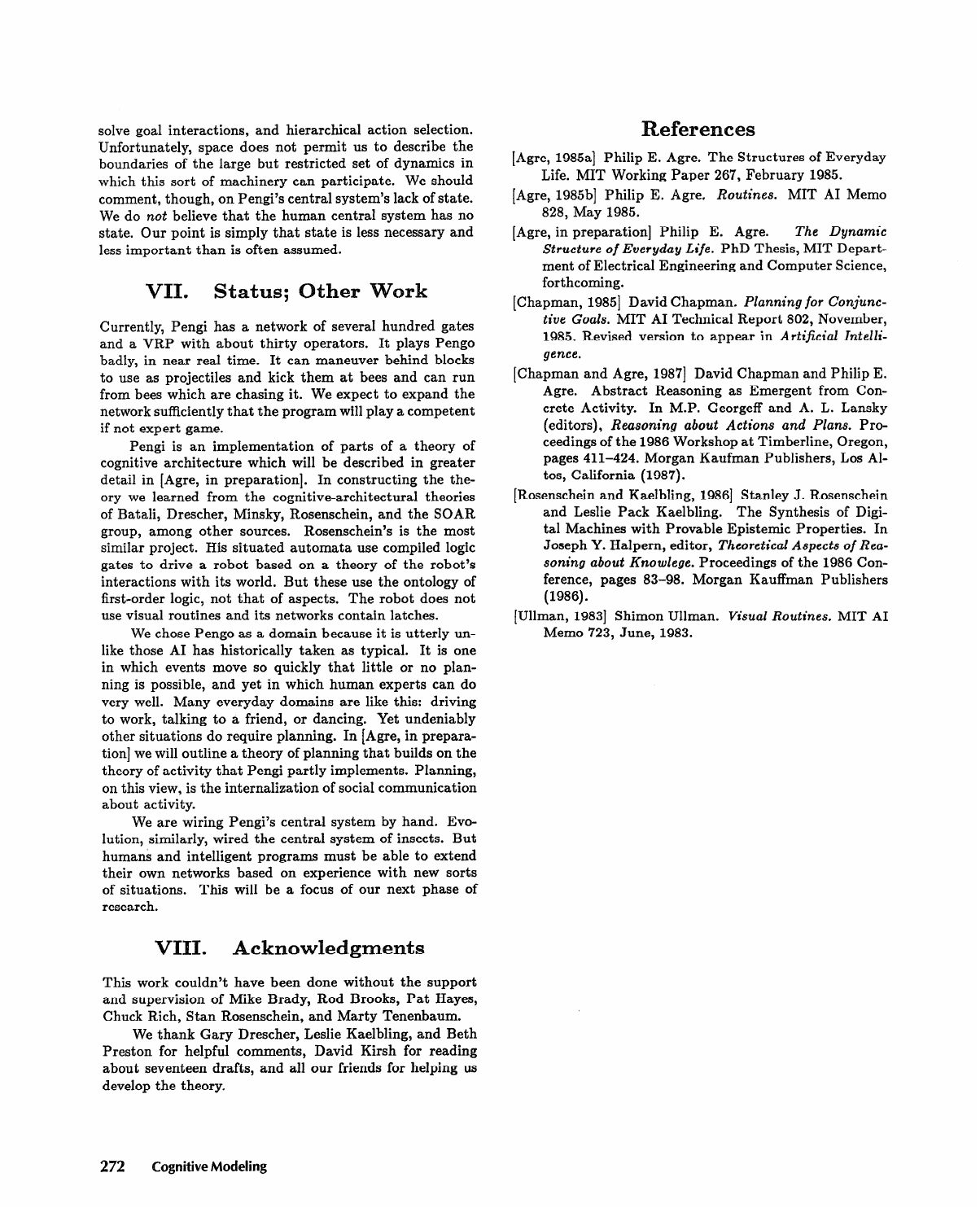solve goal interactions, and hierarchical action selection. Unfortunately, space does not permit us to describe the boundaries of the large but restricted set of dynamics in which this sort of machinery can participate. We should comment, though, on Pengi's central system's lack of state. We do *not* believe that the human central system has no state. Our point is simply that state is less necessary and less important than is often assumed.

## VII. Status; Other Work

Currently, Pengi has a network of several hundred gates and a VRP with about thirty operators. It plays Pengo badly, in near real time. It can maneuver behind blocks to use as projectiles and kick them at bees and can run from bees which are chasing it. We expect to expand the network sufficiently that the program will play a competent if not expert game.

Pengi is an implementation of parts of a theory of cognitive architecture which will be described in greater detail in [Agre, in preparation]. In constructing the theory we learned from the cognitive-architectural theories of Batali, Drescher, Minsky, Rosenschein, and the SOAR group, among other sources. Rosenschein's is the most similar project. His situated automata use compiled logic gates to drive a robot based on a theory of the robot's interactions with its world. But these use the ontology of first-order logic, not that of aspects. The robot does not use visual routines and its networks contain latches.

We chose Pengo as a domain because it is utterly unlike those AI has historically taken as typical. It is one in which events move so quickly that little or no planning is possible, and yet in which human experts can do very well. Many everyday domains are like this: driving to work, talking to a friend, or dancing. Yet undeniably other situations do require planning. In [Agre, in preparation] we will outline a theory of planning that builds on the theory of activity that Pengi partly implements. Planning, on this view, is the internalization of social communication about activity.

We are wiring Pengi's central system by hand. Evolution, similarly, wired the central system of insects. But humans and intelligent programs must be able to extend their own networks based on experience with new sorts of situations. This will be a focus of our next phase of research.

## VIII. Acknowledgments

This work couldn't have been done without the support and supervision of Mike Brady, Rod Brooks, Pat Hayes, Chuck Rich, Stan Rosenschein, and Marty Tenenbaum.

We thank Gary Drescher, Leslie Kaelbling, and Beth Preston for helpful comments, David Kirsh for reading about seventeen drafts, and all our friends for helping us develop the theory.

## References

[Agre, 1985a] Philip E. Agre. The Structures of Everyday Life. MIT Working Paper 267, February 1985.

[Agre, 1985b] Philip E. Agre. *Routines.* MIT AI Memo 828, May 1985.

[Agre, in preparation] Philip E. Agre. *The Dynamic Structure of Everyday Life.* PhD Thesis, MIT Department of Electrical Engineering and Computer Science, forthcoming.

[Chapman, 1985] David Chapman. *Planning for Conjunctive Goals.* MIT AI Technical Report 802, November, 1985. Revised version to appear in *Artificial Intelligence.*

[Chapman and Agre, 1987] David Chapman and Philip E. Agre. Abstract Reasoning as Emergent from Concrete Activity. In M.P. Georgeff and A. L. Lansky (editors), *Reasoning about Actions and Plans.* Proceedings of the 1986 Workshop at Timberline, Oregon, pages 411–424. Morgan Kaufman Publishers, Los Altos, California (1987).

[Rosenschein and Kaelbling, 1986] Stanley J. Rosenschein and Leslie Pack Kaelbling. The Synthesis of Digital Machines with Provable Epistemic Properties. In Joseph Y. Halpern, editor, *Theoretical Aspects of Reasoning about Knowlege.* Proceedings of the 1986 Conference, pages 83–98. Morgan Kauffman Publishers (1986).

[Ullman, 1983] Shimon Ullman. *Visual Routines.* MIT AI Memo 723, June, 1983.